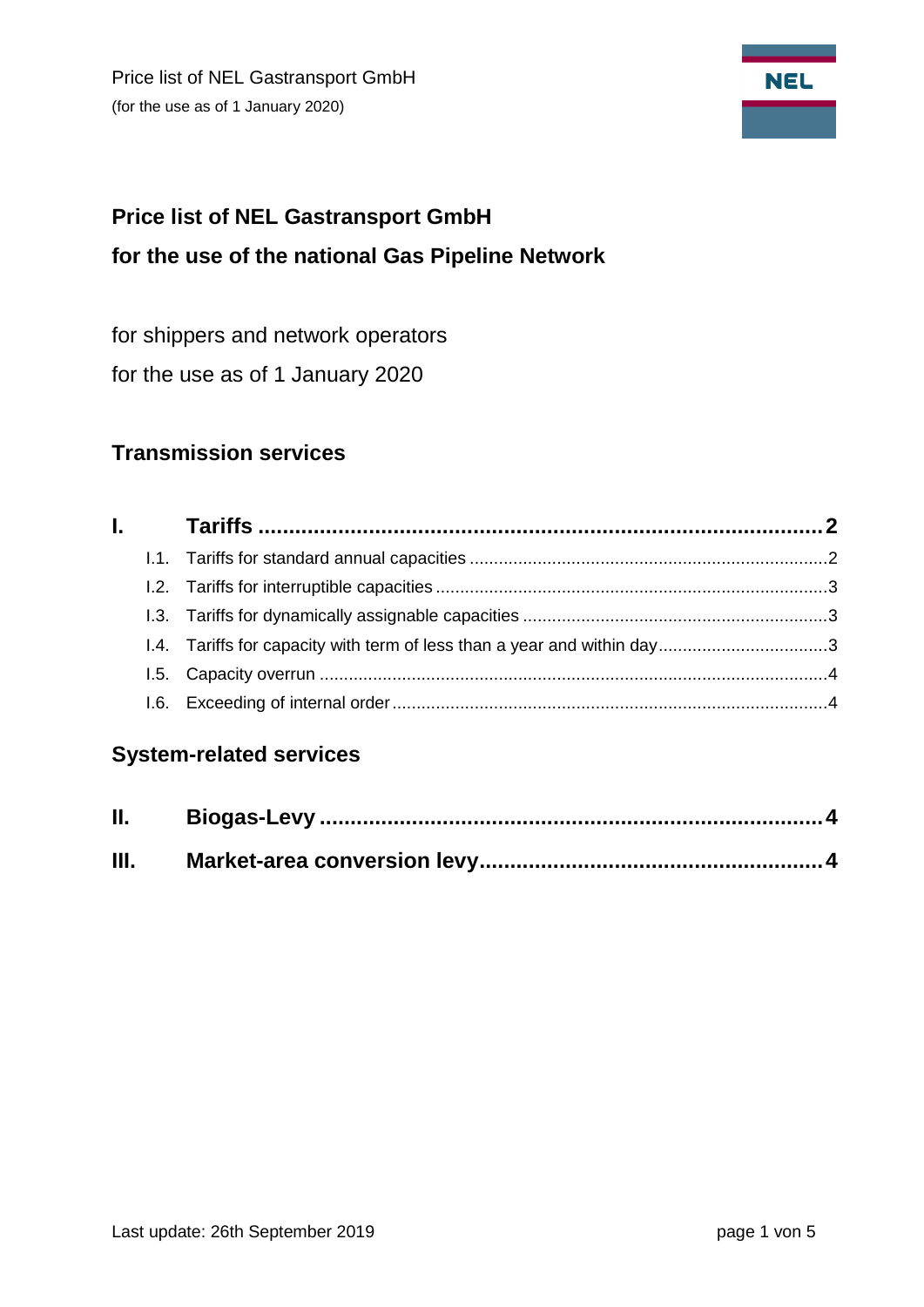# Price list of NEL Gastransport GmbH

## for the use of the national Gas Pipeline Network

for shippers and network operators

for the use as of 1 January 2020

## Transmission services

**I. Tariffs** .......... **2**

- I.1. Tariffs for standard annual capacities .......... 2
- I.2. Tariffs for interruptible capacities .......... 3
- I.3. Tariffs for dynamically assignable capacities .......... 3
- I.4. Tariffs for capacity with term of less than a year and within day .......... 3
- I.5. Capacity overrun .......... 4
- I.6. Exceeding of internal order .......... 4

## System-related services

**II. Biogas-Levy** .......... **4**

**III. Market-area conversion levy** .......... **4**

Last update: 26th September 2019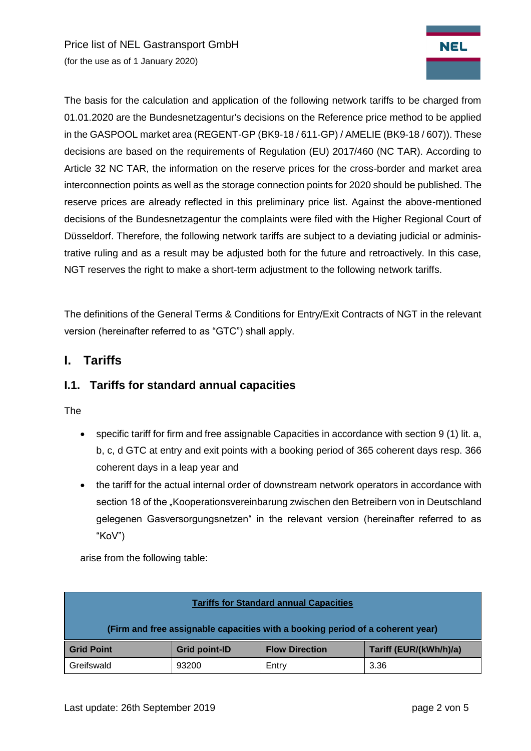The basis for the calculation and application of the following network tariffs to be charged from 01.01.2020 are the Bundesnetzagentur's decisions on the Reference price method to be applied in the GASPOOL market area (REGENT-GP (BK9-18 / 611-GP) / AMELIE (BK9-18 / 607)). These decisions are based on the requirements of Regulation (EU) 2017/460 (NC TAR). According to Article 32 NC TAR, the information on the reserve prices for the cross-border and market area interconnection points as well as the storage connection points for 2020 should be published. The reserve prices are already reflected in this preliminary price list. Against the above-mentioned decisions of the Bundesnetzagentur the complaints were filed with the Higher Regional Court of Düsseldorf. Therefore, the following network tariffs are subject to a deviating judicial or administrative ruling and as a result may be adjusted both for the future and retroactively. In this case, NGT reserves the right to make a short-term adjustment to the following network tariffs.

The definitions of the General Terms & Conditions for Entry/Exit Contracts of NGT in the relevant version (hereinafter referred to as "GTC") shall apply.

# I. Tariffs

## I.1. Tariffs for standard annual capacities

The

- specific tariff for firm and free assignable Capacities in accordance with section 9 (1) lit. a, b, c, d GTC at entry and exit points with a booking period of 365 coherent days resp. 366 coherent days in a leap year and
- the tariff for the actual internal order of downstream network operators in accordance with section 18 of the „Kooperationsvereinbarung zwischen den Betreibern von in Deutschland gelegenen Gasversorgungsnetzen“ in the relevant version (hereinafter referred to as "KoV")

arise from the following table:

| **Tariffs for Standard annual Capacities** (Firm and free assignable capacities with a booking period of a coherent year) | | | |
|---|---|---|---|
| **Grid Point** | **Grid point-ID** | **Flow Direction** | **Tariff (EUR/(kWh/h)/a)** |
| Greifswald | 93200 | Entry | 3.36 |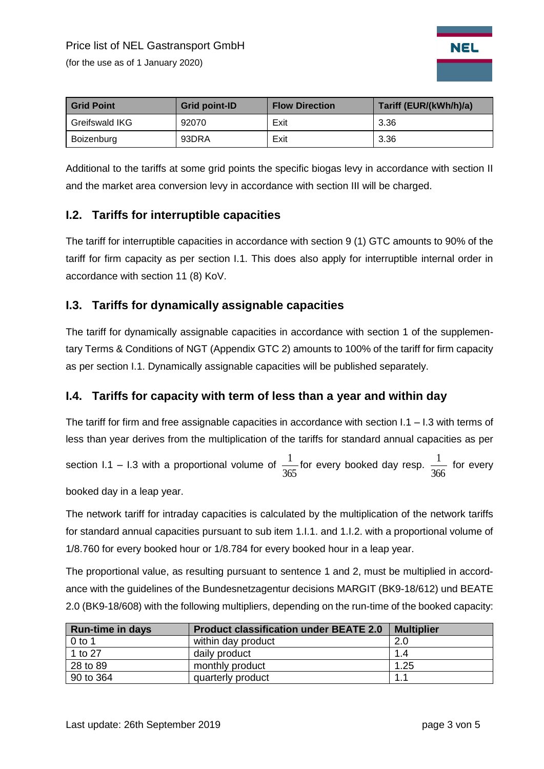| Grid Point | Grid point-ID | Flow Direction | Tariff (EUR/(kWh/h)/a) |
| --- | --- | --- | --- |
| Greifswald IKG | 92070 | Exit | 3.36 |
| Boizenburg | 93DRA | Exit | 3.36 |

Additional to the tariffs at some grid points the specific biogas levy in accordance with section II and the market area conversion levy in accordance with section III will be charged.

## I.2. Tariffs for interruptible capacities

The tariff for interruptible capacities in accordance with section 9 (1) GTC amounts to 90% of the tariff for firm capacity as per section I.1. This does also apply for interruptible internal order in accordance with section 11 (8) KoV.

## I.3. Tariffs for dynamically assignable capacities

The tariff for dynamically assignable capacities in accordance with section 1 of the supplementary Terms & Conditions of NGT (Appendix GTC 2) amounts to 100% of the tariff for firm capacity as per section I.1. Dynamically assignable capacities will be published separately.

## I.4. Tariffs for capacity with term of less than a year and within day

The tariff for firm and free assignable capacities in accordance with section I.1 – I.3 with terms of less than year derives from the multiplication of the tariffs for standard annual capacities as per section I.1 – I.3 with a proportional volume of $\frac{1}{365}$ for every booked day resp. $\frac{1}{366}$ for every booked day in a leap year.

The network tariff for intraday capacities is calculated by the multiplication of the network tariffs for standard annual capacities pursuant to sub item 1.I.1. and 1.I.2. with a proportional volume of 1/8.760 for every booked hour or 1/8.784 for every booked hour in a leap year.

The proportional value, as resulting pursuant to sentence 1 and 2, must be multiplied in accordance with the guidelines of the Bundesnetzagentur decisions MARGIT (BK9-18/612) und BEATE 2.0 (BK9-18/608) with the following multipliers, depending on the run-time of the booked capacity:

| Run-time in days | Product classification under BEATE 2.0 | Multiplier |
| --- | --- | --- |
| 0 to 1 | within day product | 2.0 |
| 1 to 27 | daily product | 1.4 |
| 28 to 89 | monthly product | 1.25 |
| 90 to 364 | quarterly product | 1.1 |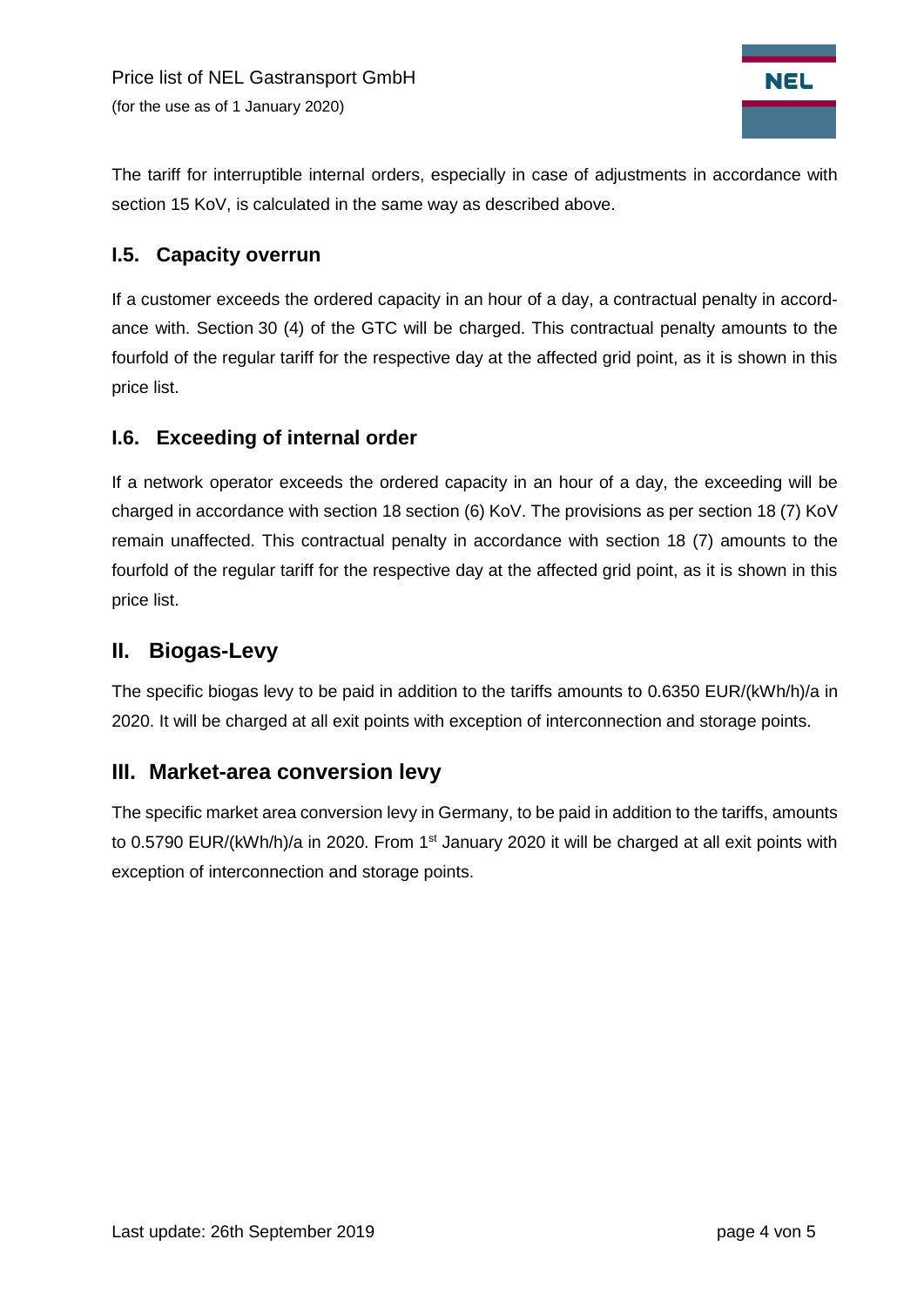The tariff for interruptible internal orders, especially in case of adjustments in accordance with section 15 KoV, is calculated in the same way as described above.

### I.5. Capacity overrun

If a customer exceeds the ordered capacity in an hour of a day, a contractual penalty in accordance with. Section 30 (4) of the GTC will be charged. This contractual penalty amounts to the fourfold of the regular tariff for the respective day at the affected grid point, as it is shown in this price list.

### I.6. Exceeding of internal order

If a network operator exceeds the ordered capacity in an hour of a day, the exceeding will be charged in accordance with section 18 section (6) KoV. The provisions as per section 18 (7) KoV remain unaffected. This contractual penalty in accordance with section 18 (7) amounts to the fourfold of the regular tariff for the respective day at the affected grid point, as it is shown in this price list.

## II. Biogas-Levy

The specific biogas levy to be paid in addition to the tariffs amounts to 0.6350 EUR/(kWh/h)/a in 2020. It will be charged at all exit points with exception of interconnection and storage points.

## III. Market-area conversion levy

The specific market area conversion levy in Germany, to be paid in addition to the tariffs, amounts to 0.5790 EUR/(kWh/h)/a in 2020. From 1st January 2020 it will be charged at all exit points with exception of interconnection and storage points.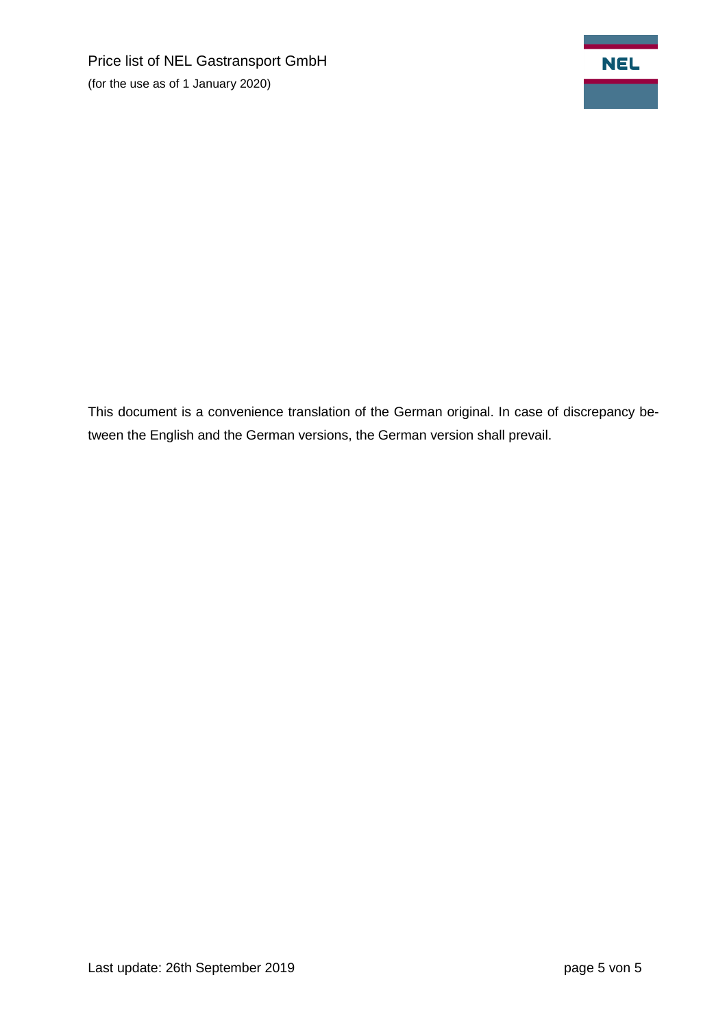This document is a convenience translation of the German original. In case of discrepancy between the English and the German versions, the German version shall prevail.